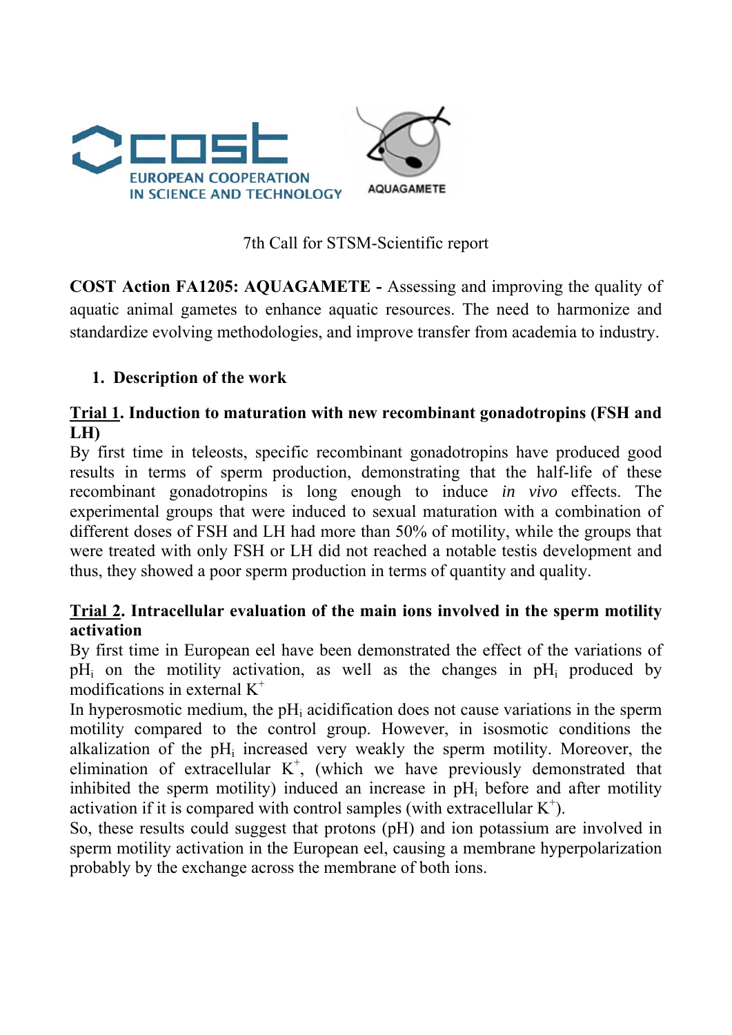7th Call for STSM-Scientific report

**COST Action FA1205: AQUAGAMETE -** Assessing and improving the quality of aquatic animal gametes to enhance aquatic resources. The need to harmonize and standardize evolving methodologies, and improve transfer from academia to industry.

## 1. Description of the work

### Trial 1. Induction to maturation with new recombinant gonadotropins (FSH and LH)

By first time in teleosts, specific recombinant gonadotropins have produced good results in terms of sperm production, demonstrating that the half-life of these recombinant gonadotropins is long enough to induce *in vivo* effects. The experimental groups that were induced to sexual maturation with a combination of different doses of FSH and LH had more than 50% of motility, while the groups that were treated with only FSH or LH did not reached a notable testis development and thus, they showed a poor sperm production in terms of quantity and quality.

### Trial 2. Intracellular evaluation of the main ions involved in the sperm motility activation

By first time in European eel have been demonstrated the effect of the variations of $pH_i$ on the motility activation, as well as the changes in $pH_i$ produced by modifications in external $K^+$

In hyperosmotic medium, the $pH_i$ acidification does not cause variations in the sperm motility compared to the control group. However, in isosmotic conditions the alkalization of the $pH_i$ increased very weakly the sperm motility. Moreover, the elimination of extracellular $K^+$, (which we have previously demonstrated that inhibited the sperm motility) induced an increase in $pH_i$ before and after motility activation if it is compared with control samples (with extracellular $K^+$).

So, these results could suggest that protons (pH) and ion potassium are involved in sperm motility activation in the European eel, causing a membrane hyperpolarization probably by the exchange across the membrane of both ions.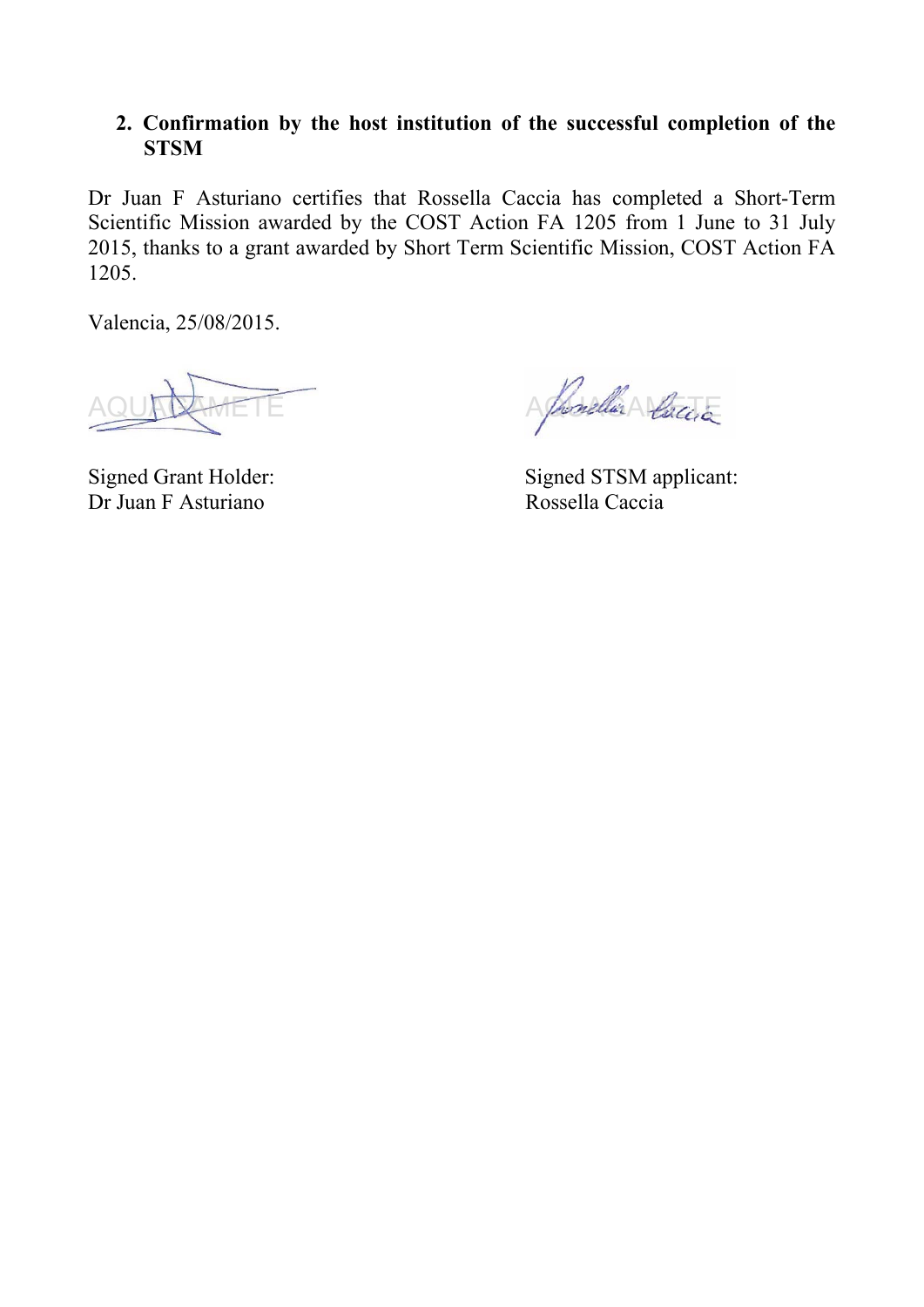2. **Confirmation by the host institution of the successful completion of the STSM**

Dr Juan F Asturiano certifies that Rossella Caccia has completed a Short-Term Scientific Mission awarded by the COST Action FA 1205 from 1 June to 31 July 2015, thanks to a grant awarded by Short Term Scientific Mission, COST Action FA 1205.

Valencia, 25/08/2015.

AQUAGAMETE

AQUAGAMETE

Signed Grant Holder:
Dr Juan F Asturiano

Signed STSM applicant:
Rossella Caccia